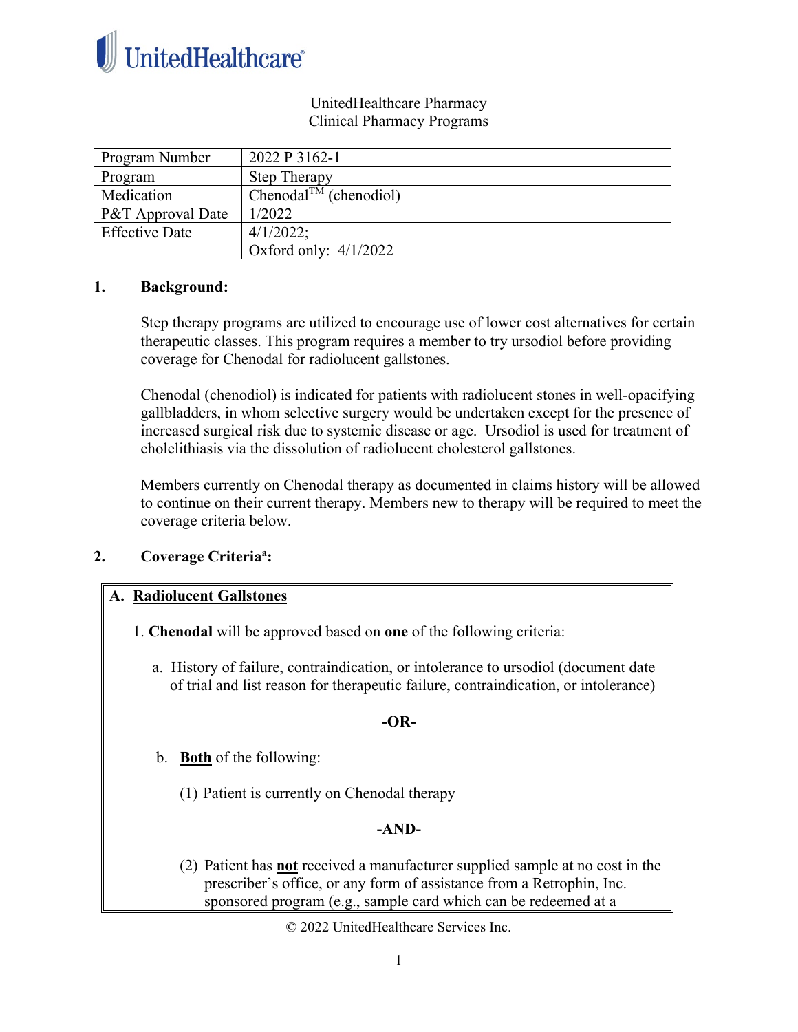UnitedHealthcare Pharmacy
Clinical Pharmacy Programs

| Program Number | 2022 P 3162-1 |
| --- | --- |
| Program | Step Therapy |
| Medication | Chenodal[TM] (chenodiol) |
| P&T Approval Date | 1/2022 |
| Effective Date | 4/1/2022; Oxford only: 4/1/2022 |

## 1. Background:

Step therapy programs are utilized to encourage use of lower cost alternatives for certain therapeutic classes. This program requires a member to try ursodiol before providing coverage for Chenodal for radiolucent gallstones.

Chenodal (chenodiol) is indicated for patients with radiolucent stones in well-opacifying gallbladders, in whom selective surgery would be undertaken except for the presence of increased surgical risk due to systemic disease or age. Ursodiol is used for treatment of cholelithiasis via the dissolution of radiolucent cholesterol gallstones.

Members currently on Chenodal therapy as documented in claims history will be allowed to continue on their current therapy. Members new to therapy will be required to meet the coverage criteria below.

## 2. Coverage Criteria[a]:

**A. Radiolucent Gallstones**

1. **Chenodal** will be approved based on **one** of the following criteria:

   a. History of failure, contraindication, or intolerance to ursodiol (document date of trial and list reason for therapeutic failure, contraindication, or intolerance)

   **-OR-**

   b. **Both** of the following:

      (1) Patient is currently on Chenodal therapy

      **-AND-**

      (2) Patient has **not** received a manufacturer supplied sample at no cost in the prescriber's office, or any form of assistance from a Retrophin, Inc. sponsored program (e.g., sample card which can be redeemed at a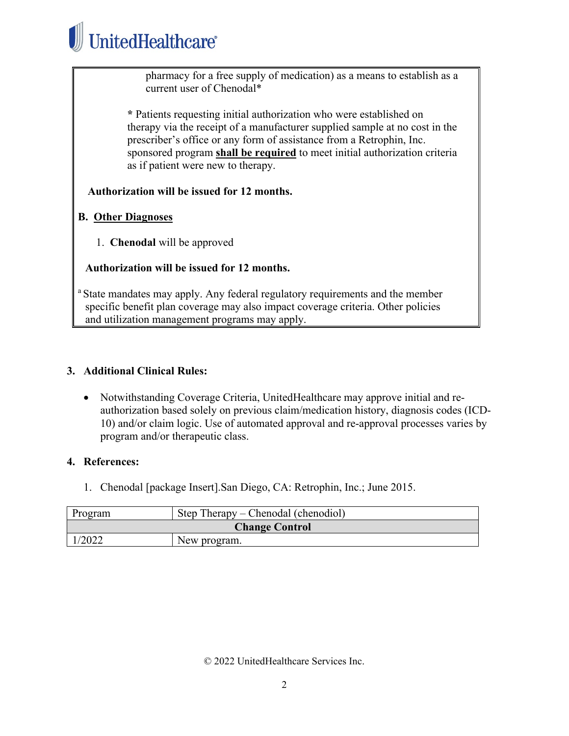pharmacy for a free supply of medication) as a means to establish as a current user of Chenodal*

\* Patients requesting initial authorization who were established on therapy via the receipt of a manufacturer supplied sample at no cost in the prescriber's office or any form of assistance from a Retrophin, Inc. sponsored program **shall be required** to meet initial authorization criteria as if patient were new to therapy.

**Authorization will be issued for 12 months.**

**B. Other Diagnoses**

1. **Chenodal** will be approved

**Authorization will be issued for 12 months.**

[a] State mandates may apply. Any federal regulatory requirements and the member specific benefit plan coverage may also impact coverage criteria. Other policies and utilization management programs may apply.

## 3. Additional Clinical Rules:

- Notwithstanding Coverage Criteria, UnitedHealthcare may approve initial and re-authorization based solely on previous claim/medication history, diagnosis codes (ICD-10) and/or claim logic. Use of automated approval and re-approval processes varies by program and/or therapeutic class.

## 4. References:

1. Chenodal [package Insert].San Diego, CA: Retrophin, Inc.; June 2015.

| Program | Step Therapy – Chenodal (chenodiol) |
|---|---|
| **Change Control** | |
| 1/2022 | New program. |

© 2022 UnitedHealthcare Services Inc.